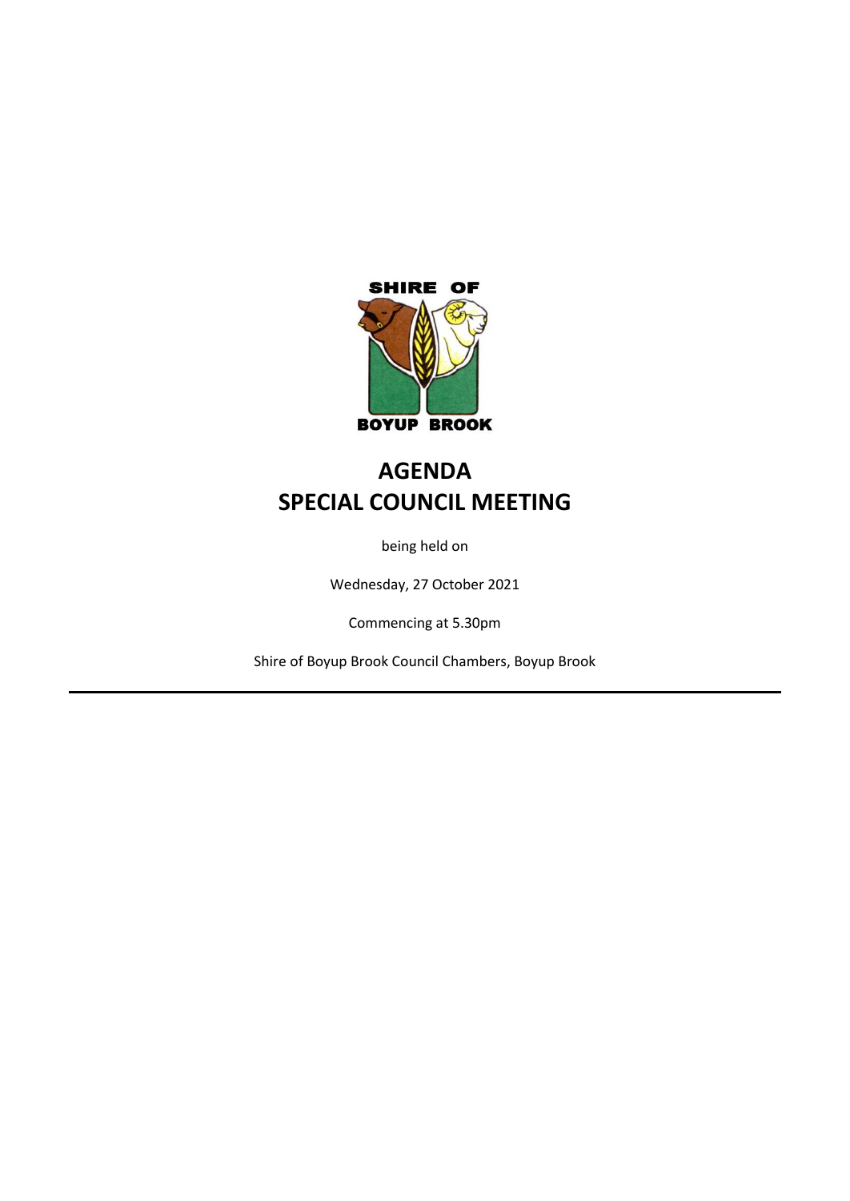SHIRE OF

BOYUP BROOK

# AGENDA
# SPECIAL COUNCIL MEETING

being held on

Wednesday, 27 October 2021

Commencing at 5.30pm

Shire of Boyup Brook Council Chambers, Boyup Brook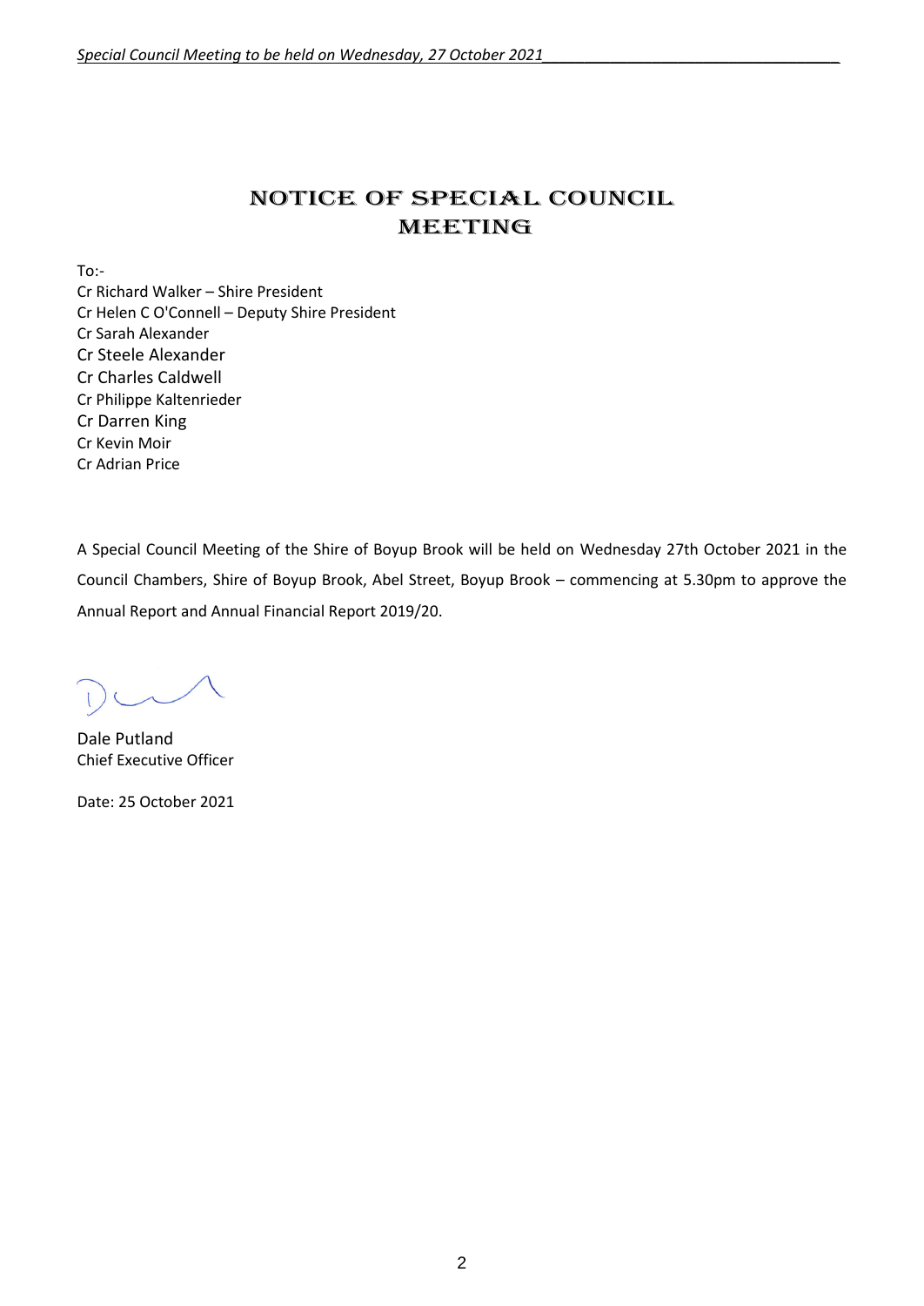# NOTICE OF SPECIAL COUNCIL MEETING

To:-

Cr Richard Walker – Shire President
Cr Helen C O'Connell – Deputy Shire President
Cr Sarah Alexander
Cr Steele Alexander
Cr Charles Caldwell
Cr Philippe Kaltenrieder
Cr Darren King
Cr Kevin Moir
Cr Adrian Price

A Special Council Meeting of the Shire of Boyup Brook will be held on Wednesday 27th October 2021 in the Council Chambers, Shire of Boyup Brook, Abel Street, Boyup Brook – commencing at 5.30pm to approve the Annual Report and Annual Financial Report 2019/20.

Dale Putland
Chief Executive Officer

Date: 25 October 2021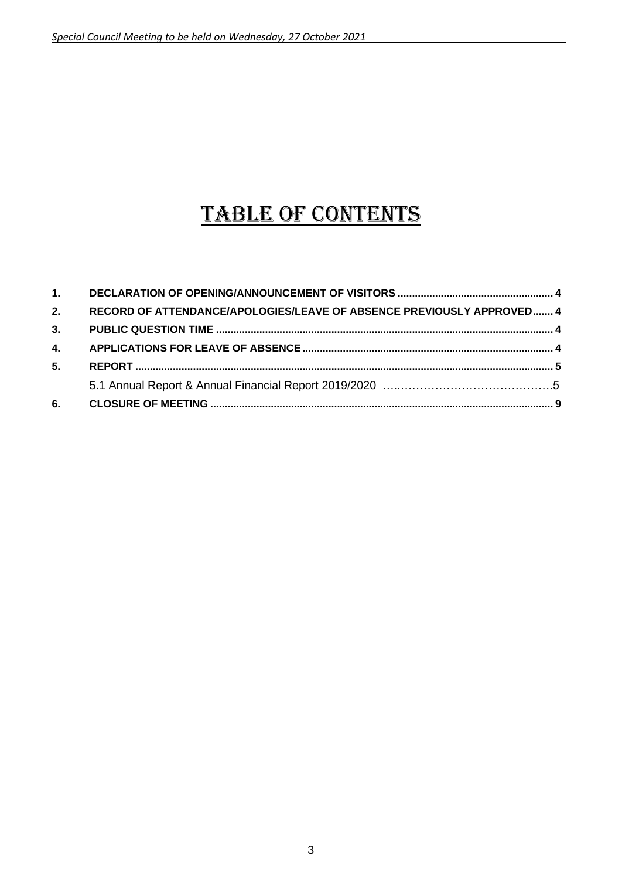# TABLE OF CONTENTS

| | | |
|---|---|---|
| **1.** | **DECLARATION OF OPENING/ANNOUNCEMENT OF VISITORS** | **4** |
| **2.** | **RECORD OF ATTENDANCE/APOLOGIES/LEAVE OF ABSENCE PREVIOUSLY APPROVED** | **4** |
| **3.** | **PUBLIC QUESTION TIME** | **4** |
| **4.** | **APPLICATIONS FOR LEAVE OF ABSENCE** | **4** |
| **5.** | **REPORT** | **5** |
| | 5.1 Annual Report & Annual Financial Report 2019/2020 | 5 |
| **6.** | **CLOSURE OF MEETING** | **9** |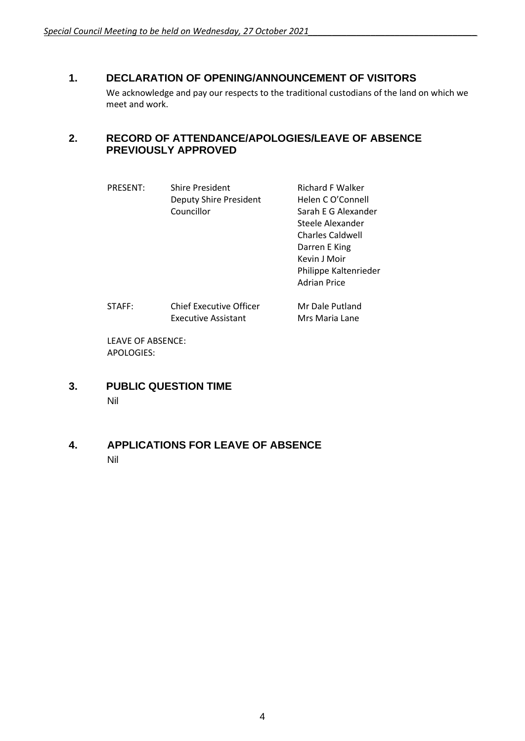## 1. DECLARATION OF OPENING/ANNOUNCEMENT OF VISITORS

We acknowledge and pay our respects to the traditional custodians of the land on which we meet and work.

## 2. RECORD OF ATTENDANCE/APOLOGIES/LEAVE OF ABSENCE PREVIOUSLY APPROVED

| PRESENT: | Shire President | Richard F Walker |
|---|---|---|
| | Deputy Shire President | Helen C O'Connell |
| | Councillor | Sarah E G Alexander |
| | | Steele Alexander |
| | | Charles Caldwell |
| | | Darren E King |
| | | Kevin J Moir |
| | | Philippe Kaltenrieder |
| | | Adrian Price |
| STAFF: | Chief Executive Officer | Mr Dale Putland |
| | Executive Assistant | Mrs Maria Lane |

LEAVE OF ABSENCE:
APOLOGIES:

## 3. PUBLIC QUESTION TIME

Nil

## 4. APPLICATIONS FOR LEAVE OF ABSENCE

Nil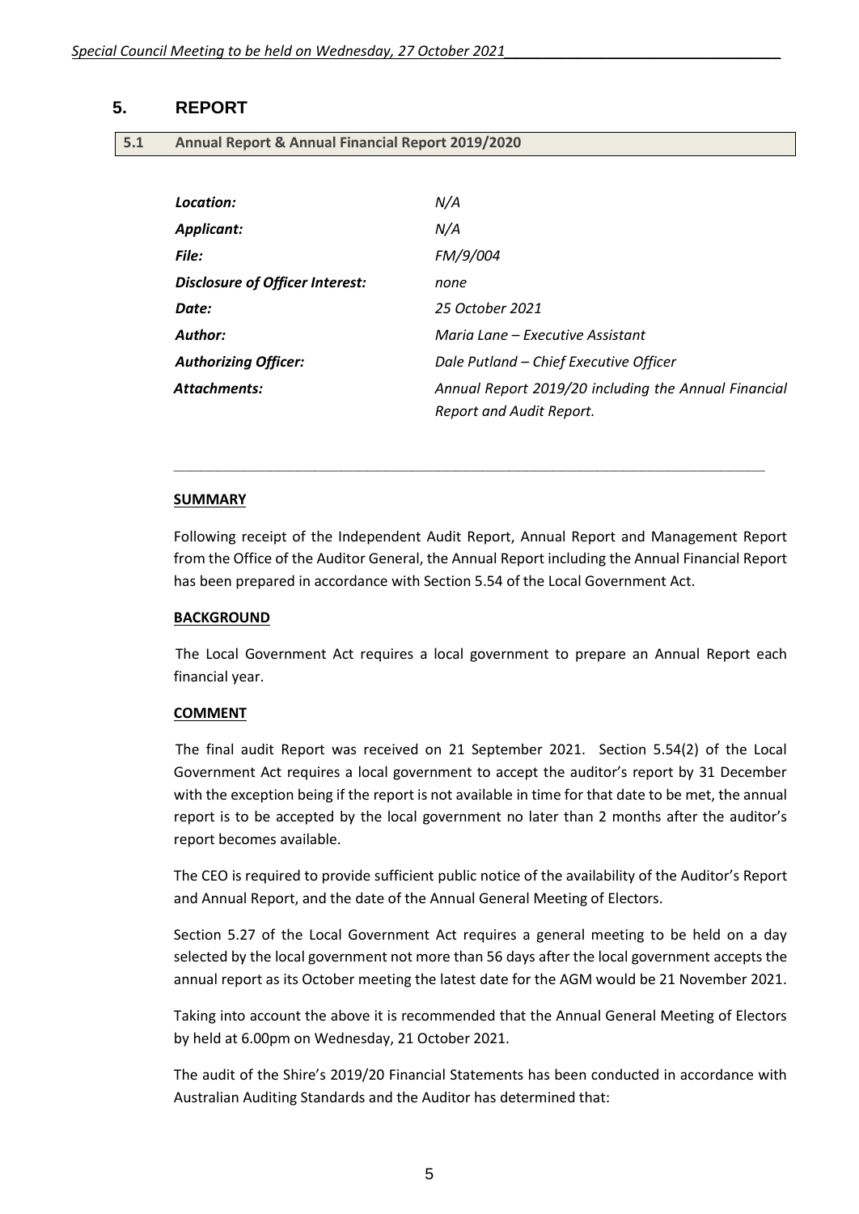## 5. REPORT

### 5.1 Annual Report & Annual Financial Report 2019/2020

| | |
|---|---|
| ***Location:*** | *N/A* |
| ***Applicant:*** | *N/A* |
| ***File:*** | *FM/9/004* |
| ***Disclosure of Officer Interest:*** | *none* |
| ***Date:*** | *25 October 2021* |
| ***Author:*** | *Maria Lane – Executive Assistant* |
| ***Authorizing Officer:*** | *Dale Putland – Chief Executive Officer* |
| ***Attachments:*** | *Annual Report 2019/20 including the Annual Financial Report and Audit Report.* |

---

**SUMMARY**

Following receipt of the Independent Audit Report, Annual Report and Management Report from the Office of the Auditor General, the Annual Report including the Annual Financial Report has been prepared in accordance with Section 5.54 of the Local Government Act.

**BACKGROUND**

The Local Government Act requires a local government to prepare an Annual Report each financial year.

**COMMENT**

The final audit Report was received on 21 September 2021. Section 5.54(2) of the Local Government Act requires a local government to accept the auditor's report by 31 December with the exception being if the report is not available in time for that date to be met, the annual report is to be accepted by the local government no later than 2 months after the auditor's report becomes available.

The CEO is required to provide sufficient public notice of the availability of the Auditor's Report and Annual Report, and the date of the Annual General Meeting of Electors.

Section 5.27 of the Local Government Act requires a general meeting to be held on a day selected by the local government not more than 56 days after the local government accepts the annual report as its October meeting the latest date for the AGM would be 21 November 2021.

Taking into account the above it is recommended that the Annual General Meeting of Electors by held at 6.00pm on Wednesday, 21 October 2021.

The audit of the Shire's 2019/20 Financial Statements has been conducted in accordance with Australian Auditing Standards and the Auditor has determined that: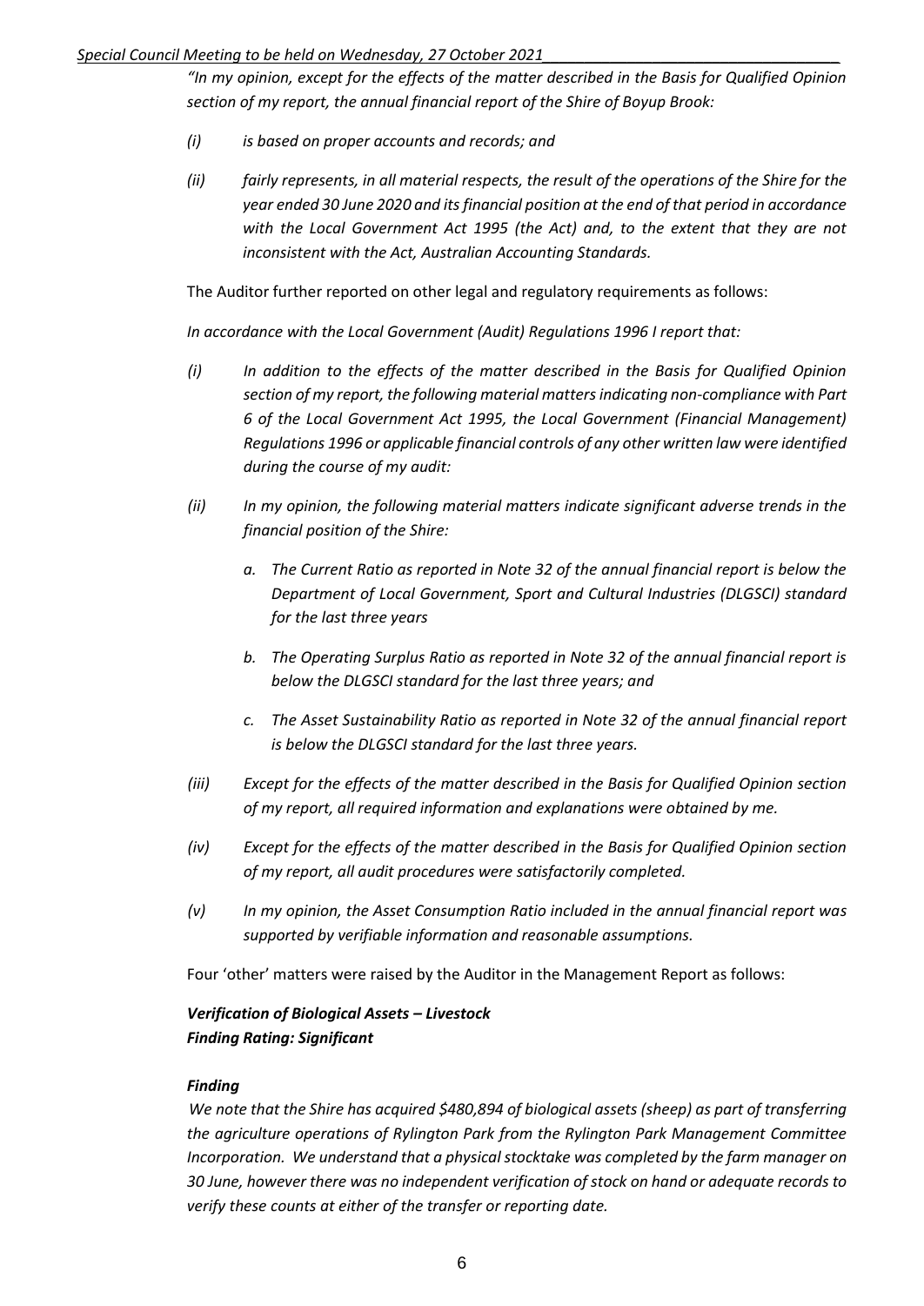*"In my opinion, except for the effects of the matter described in the Basis for Qualified Opinion section of my report, the annual financial report of the Shire of Boyup Brook:*

*(i) is based on proper accounts and records; and*

*(ii) fairly represents, in all material respects, the result of the operations of the Shire for the year ended 30 June 2020 and its financial position at the end of that period in accordance with the Local Government Act 1995 (the Act) and, to the extent that they are not inconsistent with the Act, Australian Accounting Standards.*

The Auditor further reported on other legal and regulatory requirements as follows:

*In accordance with the Local Government (Audit) Regulations 1996 I report that:*

*(i) In addition to the effects of the matter described in the Basis for Qualified Opinion section of my report, the following material matters indicating non-compliance with Part 6 of the Local Government Act 1995, the Local Government (Financial Management) Regulations 1996 or applicable financial controls of any other written law were identified during the course of my audit:*

*(ii) In my opinion, the following material matters indicate significant adverse trends in the financial position of the Shire:*

*a. The Current Ratio as reported in Note 32 of the annual financial report is below the Department of Local Government, Sport and Cultural Industries (DLGSCI) standard for the last three years*

*b. The Operating Surplus Ratio as reported in Note 32 of the annual financial report is below the DLGSCI standard for the last three years; and*

*c. The Asset Sustainability Ratio as reported in Note 32 of the annual financial report is below the DLGSCI standard for the last three years.*

*(iii) Except for the effects of the matter described in the Basis for Qualified Opinion section of my report, all required information and explanations were obtained by me.*

*(iv) Except for the effects of the matter described in the Basis for Qualified Opinion section of my report, all audit procedures were satisfactorily completed.*

*(v) In my opinion, the Asset Consumption Ratio included in the annual financial report was supported by verifiable information and reasonable assumptions.*

Four 'other' matters were raised by the Auditor in the Management Report as follows:

***Verification of Biological Assets – Livestock***
***Finding Rating: Significant***

***Finding***

*We note that the Shire has acquired $480,894 of biological assets (sheep) as part of transferring the agriculture operations of Rylington Park from the Rylington Park Management Committee Incorporation. We understand that a physical stocktake was completed by the farm manager on 30 June, however there was no independent verification of stock on hand or adequate records to verify these counts at either of the transfer or reporting date.*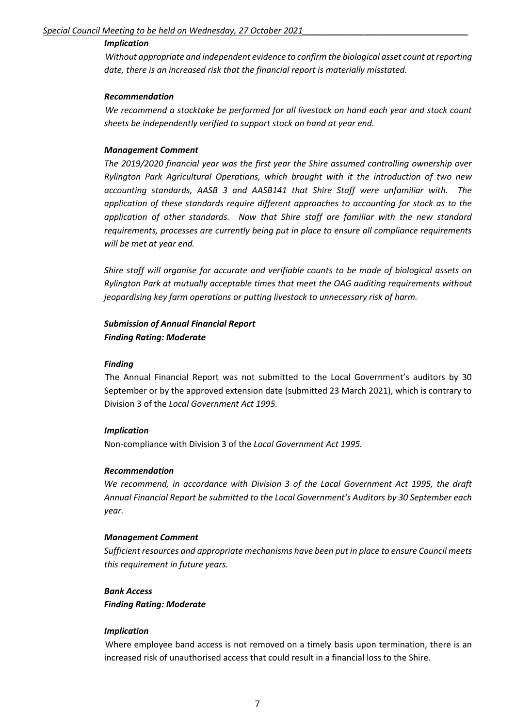***Implication***

*Without appropriate and independent evidence to confirm the biological asset count at reporting date, there is an increased risk that the financial report is materially misstated.*

***Recommendation***

*We recommend a stocktake be performed for all livestock on hand each year and stock count sheets be independently verified to support stock on hand at year end.*

***Management Comment***

*The 2019/2020 financial year was the first year the Shire assumed controlling ownership over Rylington Park Agricultural Operations, which brought with it the introduction of two new accounting standards, AASB 3 and AASB141 that Shire Staff were unfamiliar with. The application of these standards require different approaches to accounting for stock as to the application of other standards. Now that Shire staff are familiar with the new standard requirements, processes are currently being put in place to ensure all compliance requirements will be met at year end.*

*Shire staff will organise for accurate and verifiable counts to be made of biological assets on Rylington Park at mutually acceptable times that meet the OAG auditing requirements without jeopardising key farm operations or putting livestock to unnecessary risk of harm.*

***Submission of Annual Financial Report***
***Finding Rating: Moderate***

***Finding***

The Annual Financial Report was not submitted to the Local Government's auditors by 30 September or by the approved extension date (submitted 23 March 2021), which is contrary to Division 3 of the *Local Government Act 1995.*

***Implication***

Non-compliance with Division 3 of the *Local Government Act 1995.*

***Recommendation***

*We recommend, in accordance with Division 3 of the Local Government Act 1995, the draft Annual Financial Report be submitted to the Local Government's Auditors by 30 September each year.*

***Management Comment***

*Sufficient resources and appropriate mechanisms have been put in place to ensure Council meets this requirement in future years.*

***Bank Access***
***Finding Rating: Moderate***

***Implication***

Where employee band access is not removed on a timely basis upon termination, there is an increased risk of unauthorised access that could result in a financial loss to the Shire.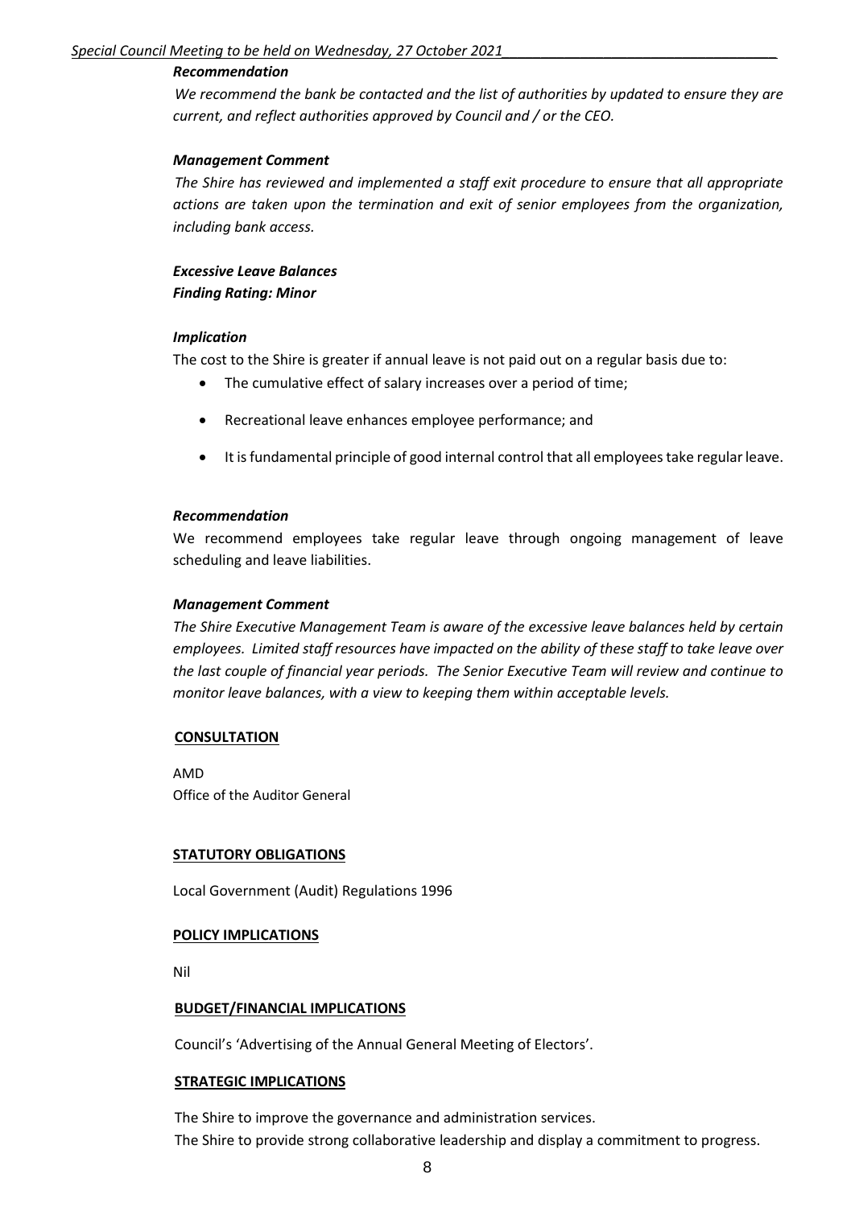***Recommendation***

*We recommend the bank be contacted and the list of authorities by updated to ensure they are current, and reflect authorities approved by Council and / or the CEO.*

***Management Comment***

*The Shire has reviewed and implemented a staff exit procedure to ensure that all appropriate actions are taken upon the termination and exit of senior employees from the organization, including bank access.*

***Excessive Leave Balances***
***Finding Rating: Minor***

***Implication***

The cost to the Shire is greater if annual leave is not paid out on a regular basis due to:

- The cumulative effect of salary increases over a period of time;
- Recreational leave enhances employee performance; and
- It is fundamental principle of good internal control that all employees take regular leave.

***Recommendation***

We recommend employees take regular leave through ongoing management of leave scheduling and leave liabilities.

***Management Comment***

*The Shire Executive Management Team is aware of the excessive leave balances held by certain employees. Limited staff resources have impacted on the ability of these staff to take leave over the last couple of financial year periods. The Senior Executive Team will review and continue to monitor leave balances, with a view to keeping them within acceptable levels.*

**CONSULTATION**

AMD
Office of the Auditor General

**STATUTORY OBLIGATIONS**

Local Government (Audit) Regulations 1996

**POLICY IMPLICATIONS**

Nil

**BUDGET/FINANCIAL IMPLICATIONS**

Council's 'Advertising of the Annual General Meeting of Electors'.

**STRATEGIC IMPLICATIONS**

The Shire to improve the governance and administration services.
The Shire to provide strong collaborative leadership and display a commitment to progress.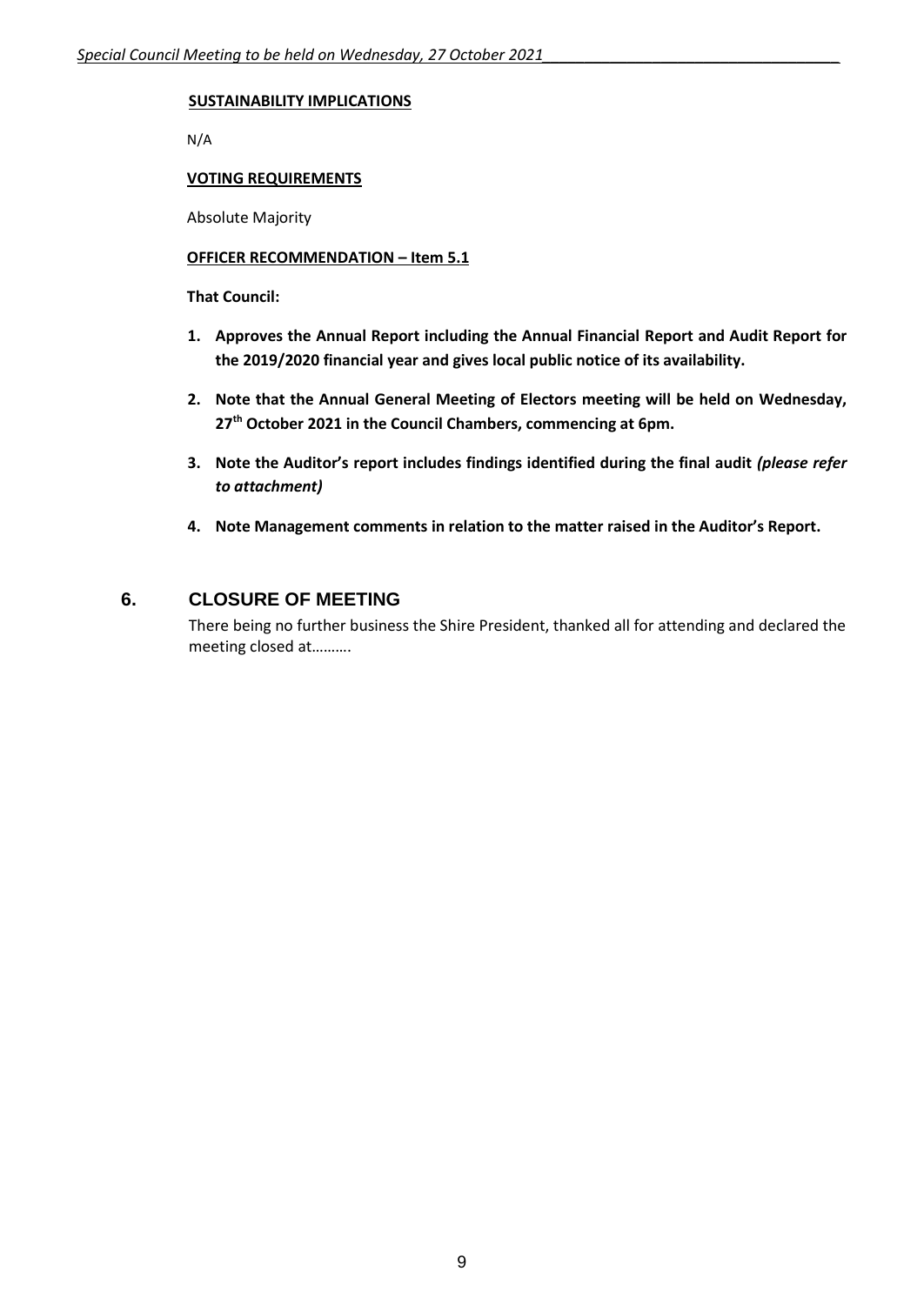**SUSTAINABILITY IMPLICATIONS**

N/A

**VOTING REQUIREMENTS**

Absolute Majority

**OFFICER RECOMMENDATION – Item 5.1**

**That Council:**

1. **Approves the Annual Report including the Annual Financial Report and Audit Report for the 2019/2020 financial year and gives local public notice of its availability.**
2. **Note that the Annual General Meeting of Electors meeting will be held on Wednesday, 27th October 2021 in the Council Chambers, commencing at 6pm.**
3. **Note the Auditor's report includes findings identified during the final audit *(please refer to attachment)***
4. **Note Management comments in relation to the matter raised in the Auditor's Report.**

## 6. CLOSURE OF MEETING

There being no further business the Shire President, thanked all for attending and declared the meeting closed at……….